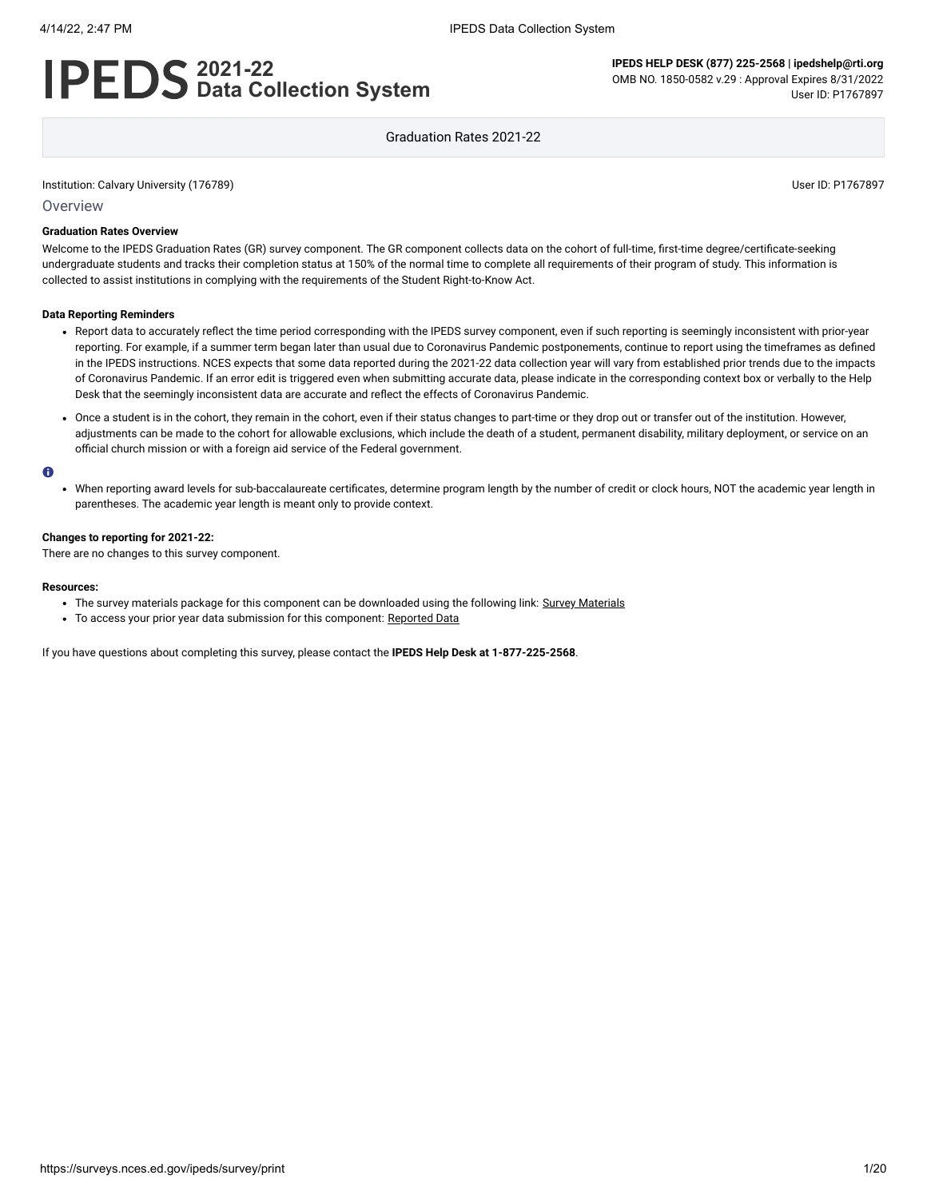# IPEDS 2021-22 Data Collection System

**IPEDS HELP DESK (877) 225-2568 | ipedshelp@rti.org**
OMB NO. 1850-0582 v.29 : Approval Expires 8/31/2022
User ID: P1767897

Graduation Rates 2021-22

Institution: Calvary University (176789)

User ID: P1767897

## Overview

**Graduation Rates Overview**

Welcome to the IPEDS Graduation Rates (GR) survey component. The GR component collects data on the cohort of full-time, first-time degree/certificate-seeking undergraduate students and tracks their completion status at 150% of the normal time to complete all requirements of their program of study. This information is collected to assist institutions in complying with the requirements of the Student Right-to-Know Act.

**Data Reporting Reminders**

- Report data to accurately reflect the time period corresponding with the IPEDS survey component, even if such reporting is seemingly inconsistent with prior-year reporting. For example, if a summer term began later than usual due to Coronavirus Pandemic postponements, continue to report using the timeframes as defined in the IPEDS instructions. NCES expects that some data reported during the 2021-22 data collection year will vary from established prior trends due to the impacts of Coronavirus Pandemic. If an error edit is triggered even when submitting accurate data, please indicate in the corresponding context box or verbally to the Help Desk that the seemingly inconsistent data are accurate and reflect the effects of Coronavirus Pandemic.
- Once a student is in the cohort, they remain in the cohort, even if their status changes to part-time or they drop out or transfer out of the institution. However, adjustments can be made to the cohort for allowable exclusions, which include the death of a student, permanent disability, military deployment, or service on an official church mission or with a foreign aid service of the Federal government.

- When reporting award levels for sub-baccalaureate certificates, determine program length by the number of credit or clock hours, NOT the academic year length in parentheses. The academic year length is meant only to provide context.

**Changes to reporting for 2021-22:**
There are no changes to this survey component.

**Resources:**

- The survey materials package for this component can be downloaded using the following link: Survey Materials
- To access your prior year data submission for this component: Reported Data

If you have questions about completing this survey, please contact the **IPEDS Help Desk at 1-877-225-2568**.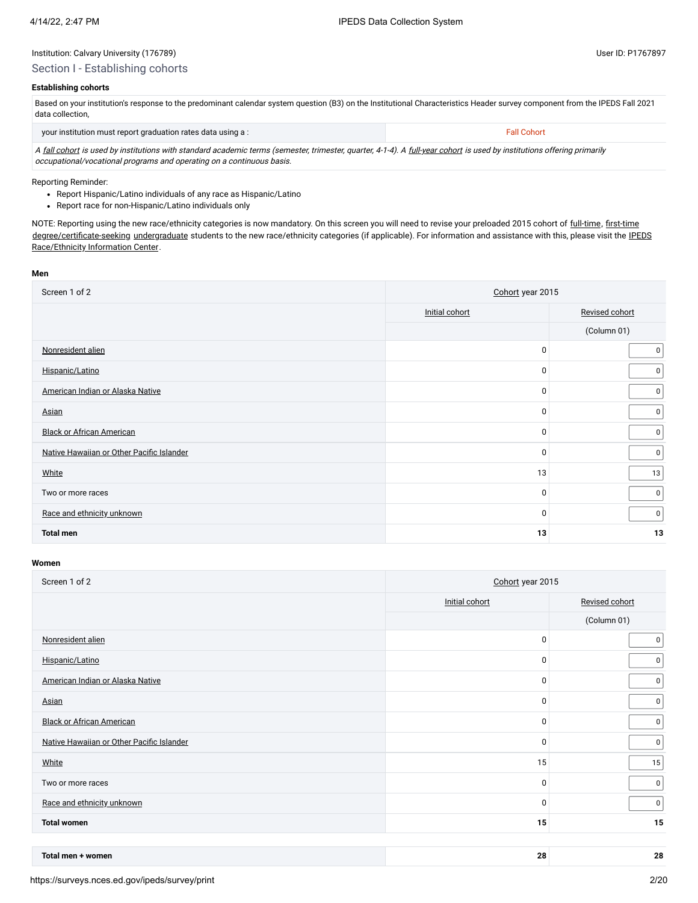Institution: Calvary University (176789)

User ID: P1767897

## Section I - Establishing cohorts

### Establishing cohorts

| Based on your institution's response to the predominant calendar system question (B3) on the Institutional Characteristics Header survey component from the IPEDS Fall 2021 data collection, | |
|---|---|
| your institution must report graduation rates data using a : | Fall Cohort |

*A fall cohort is used by institutions with standard academic terms (semester, trimester, quarter, 4-1-4). A full-year cohort is used by institutions offering primarily occupational/vocational programs and operating on a continuous basis.*

Reporting Reminder:

- Report Hispanic/Latino individuals of any race as Hispanic/Latino
- Report race for non-Hispanic/Latino individuals only

NOTE: Reporting using the new race/ethnicity categories is now mandatory. On this screen you will need to revise your preloaded 2015 cohort of full-time, first-time degree/certificate-seeking undergraduate students to the new race/ethnicity categories (if applicable). For information and assistance with this, please visit the IPEDS Race/Ethnicity Information Center.

**Men**

| Screen 1 of 2 | Cohort year 2015 | |
|---|---|---|
| | Initial cohort | Revised cohort |
| | | (Column 01) |
| Nonresident alien | 0 | 0 |
| Hispanic/Latino | 0 | 0 |
| American Indian or Alaska Native | 0 | 0 |
| Asian | 0 | 0 |
| Black or African American | 0 | 0 |
| Native Hawaiian or Other Pacific Islander | 0 | 0 |
| White | 13 | 13 |
| Two or more races | 0 | 0 |
| Race and ethnicity unknown | 0 | 0 |
| **Total men** | **13** | **13** |

**Women**

| Screen 1 of 2 | Cohort year 2015 | |
|---|---|---|
| | Initial cohort | Revised cohort |
| | | (Column 01) |
| Nonresident alien | 0 | 0 |
| Hispanic/Latino | 0 | 0 |
| American Indian or Alaska Native | 0 | 0 |
| Asian | 0 | 0 |
| Black or African American | 0 | 0 |
| Native Hawaiian or Other Pacific Islander | 0 | 0 |
| White | 15 | 15 |
| Two or more races | 0 | 0 |
| Race and ethnicity unknown | 0 | 0 |
| **Total women** | **15** | **15** |

| **Total men + women** | **28** | **28** |
|---|---|---|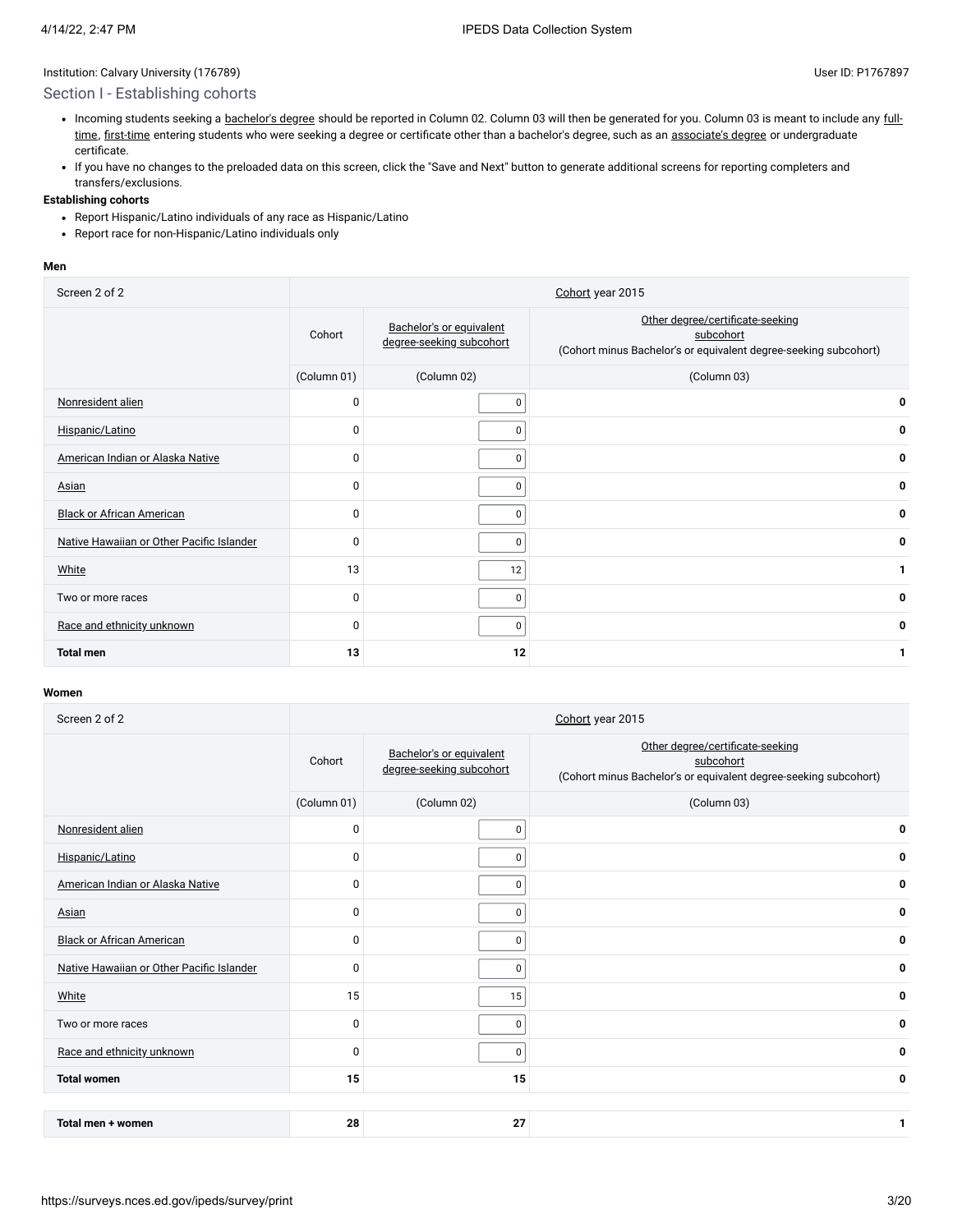Institution: Calvary University (176789)

User ID: P1767897

## Section I - Establishing cohorts

- Incoming students seeking a bachelor's degree should be reported in Column 02. Column 03 will then be generated for you. Column 03 is meant to include any full-time, first-time entering students who were seeking a degree or certificate other than a bachelor's degree, such as an associate's degree or undergraduate certificate.
- If you have no changes to the preloaded data on this screen, click the "Save and Next" button to generate additional screens for reporting completers and transfers/exclusions.

**Establishing cohorts**

- Report Hispanic/Latino individuals of any race as Hispanic/Latino
- Report race for non-Hispanic/Latino individuals only

**Men**

| Screen 2 of 2 | Cohort year 2015 | | |
|---|---|---|---|
| | Cohort | Bachelor's or equivalent degree-seeking subcohort | Other degree/certificate-seeking subcohort (Cohort minus Bachelor's or equivalent degree-seeking subcohort) |
| | (Column 01) | (Column 02) | (Column 03) |
| Nonresident alien | 0 | 0 | **0** |
| Hispanic/Latino | 0 | 0 | **0** |
| American Indian or Alaska Native | 0 | 0 | **0** |
| Asian | 0 | 0 | **0** |
| Black or African American | 0 | 0 | **0** |
| Native Hawaiian or Other Pacific Islander | 0 | 0 | **0** |
| White | 13 | 12 | **1** |
| Two or more races | 0 | 0 | **0** |
| Race and ethnicity unknown | 0 | 0 | **0** |
| **Total men** | **13** | **12** | **1** |

**Women**

| Screen 2 of 2 | Cohort year 2015 | | |
|---|---|---|---|
| | Cohort | Bachelor's or equivalent degree-seeking subcohort | Other degree/certificate-seeking subcohort (Cohort minus Bachelor's or equivalent degree-seeking subcohort) |
| | (Column 01) | (Column 02) | (Column 03) |
| Nonresident alien | 0 | 0 | **0** |
| Hispanic/Latino | 0 | 0 | **0** |
| American Indian or Alaska Native | 0 | 0 | **0** |
| Asian | 0 | 0 | **0** |
| Black or African American | 0 | 0 | **0** |
| Native Hawaiian or Other Pacific Islander | 0 | 0 | **0** |
| White | 15 | 15 | **0** |
| Two or more races | 0 | 0 | **0** |
| Race and ethnicity unknown | 0 | 0 | **0** |
| **Total women** | **15** | **15** | **0** |

| **Total men + women** | **28** | **27** | **1** |
|---|---|---|---|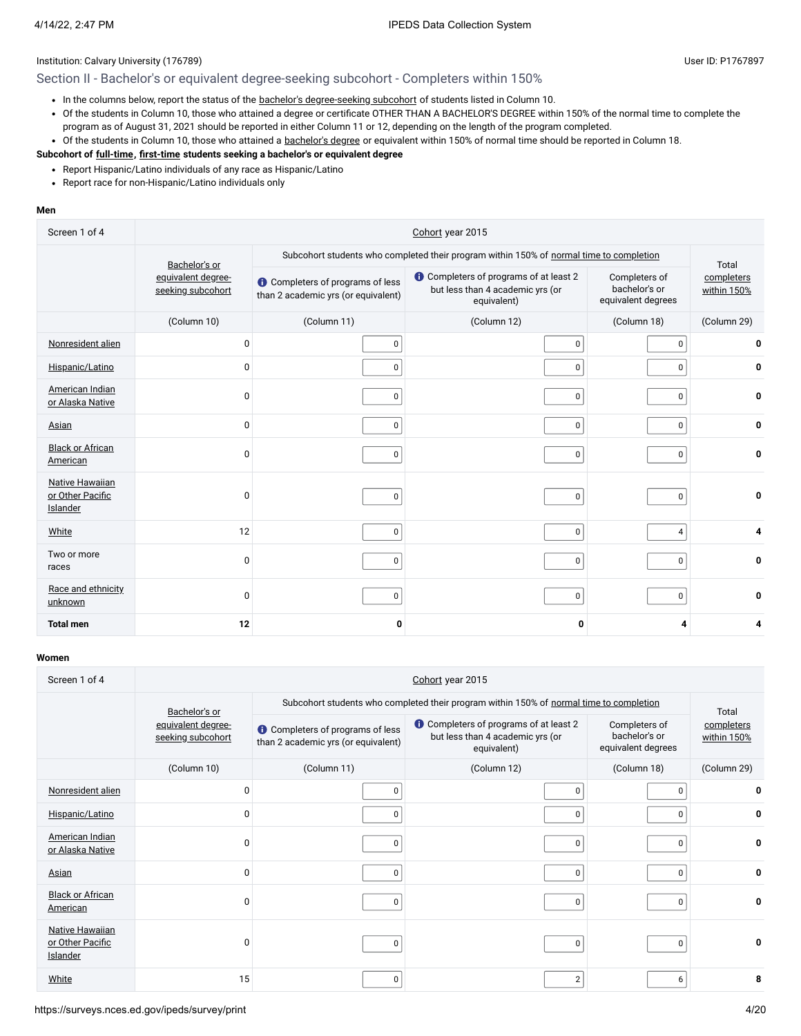Institution: Calvary University (176789)

User ID: P1767897

## Section II - Bachelor's or equivalent degree-seeking subcohort - Completers within 150%

- In the columns below, report the status of the bachelor's degree-seeking subcohort of students listed in Column 10.
- Of the students in Column 10, those who attained a degree or certificate OTHER THAN A BACHELOR'S DEGREE within 150% of the normal time to complete the program as of August 31, 2021 should be reported in either Column 11 or 12, depending on the length of the program completed.
- Of the students in Column 10, those who attained a bachelor's degree or equivalent within 150% of normal time should be reported in Column 18.

**Subcohort of full-time, first-time students seeking a bachelor's or equivalent degree**

- Report Hispanic/Latino individuals of any race as Hispanic/Latino
- Report race for non-Hispanic/Latino individuals only

**Men**

| Screen 1 of 4 | Cohort year 2015 | | | | |
|---|---|---|---|---|---|
| | Bachelor's or equivalent degree-seeking subcohort | Subcohort students who completed their program within 150% of normal time to completion | | | Total completers within 150% |
| | | Completers of programs of less than 2 academic yrs (or equivalent) | Completers of programs of at least 2 but less than 4 academic yrs (or equivalent) | Completers of bachelor's or equivalent degrees | |
| | (Column 10) | (Column 11) | (Column 12) | (Column 18) | (Column 29) |
| Nonresident alien | 0 | 0 | 0 | 0 | **0** |
| Hispanic/Latino | 0 | 0 | 0 | 0 | **0** |
| American Indian or Alaska Native | 0 | 0 | 0 | 0 | **0** |
| Asian | 0 | 0 | 0 | 0 | **0** |
| Black or African American | 0 | 0 | 0 | 0 | **0** |
| Native Hawaiian or Other Pacific Islander | 0 | 0 | 0 | 0 | **0** |
| White | 12 | 0 | 0 | 4 | **4** |
| Two or more races | 0 | 0 | 0 | 0 | **0** |
| Race and ethnicity unknown | 0 | 0 | 0 | 0 | **0** |
| **Total men** | **12** | **0** | **0** | **4** | **4** |

**Women**

| Screen 1 of 4 | Cohort year 2015 | | | | |
|---|---|---|---|---|---|
| | Bachelor's or equivalent degree-seeking subcohort | Subcohort students who completed their program within 150% of normal time to completion | | | Total completers within 150% |
| | | Completers of programs of less than 2 academic yrs (or equivalent) | Completers of programs of at least 2 but less than 4 academic yrs (or equivalent) | Completers of bachelor's or equivalent degrees | |
| | (Column 10) | (Column 11) | (Column 12) | (Column 18) | (Column 29) |
| Nonresident alien | 0 | 0 | 0 | 0 | **0** |
| Hispanic/Latino | 0 | 0 | 0 | 0 | **0** |
| American Indian or Alaska Native | 0 | 0 | 0 | 0 | **0** |
| Asian | 0 | 0 | 0 | 0 | **0** |
| Black or African American | 0 | 0 | 0 | 0 | **0** |
| Native Hawaiian or Other Pacific Islander | 0 | 0 | 0 | 0 | **0** |
| White | 15 | 0 | 2 | 6 | **8** |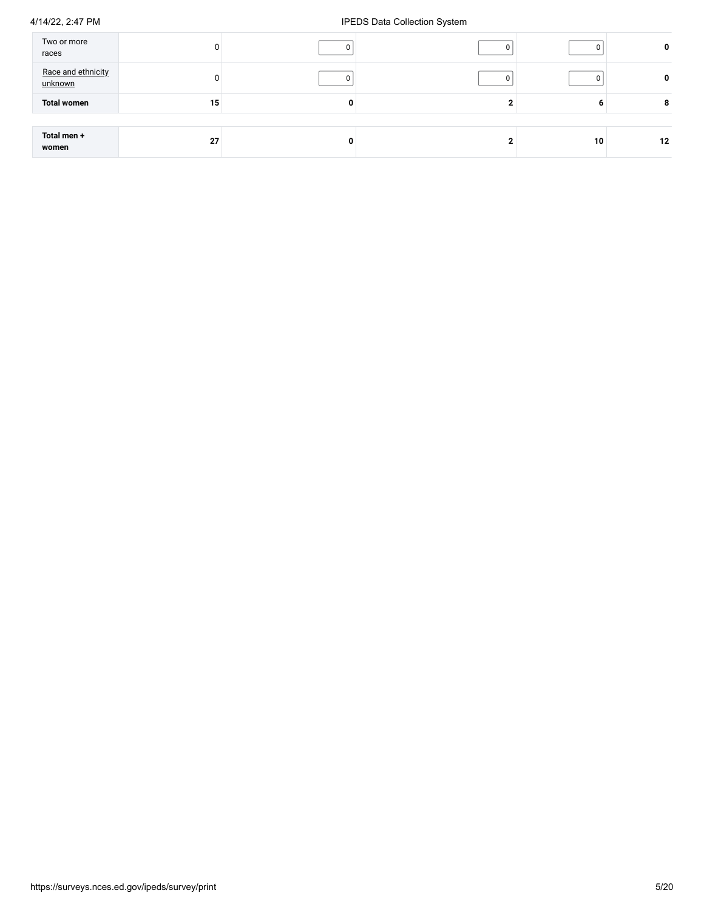| | | | | | |
|---|---|---|---|---|---|
| Two or more races | 0 | 0 | 0 | 0 | **0** |
| Race and ethnicity unknown | 0 | 0 | 0 | 0 | **0** |
| **Total women** | **15** | **0** | **2** | **6** | **8** |
| | | | | | |
| **Total men + women** | **27** | **0** | **2** | **10** | **12** |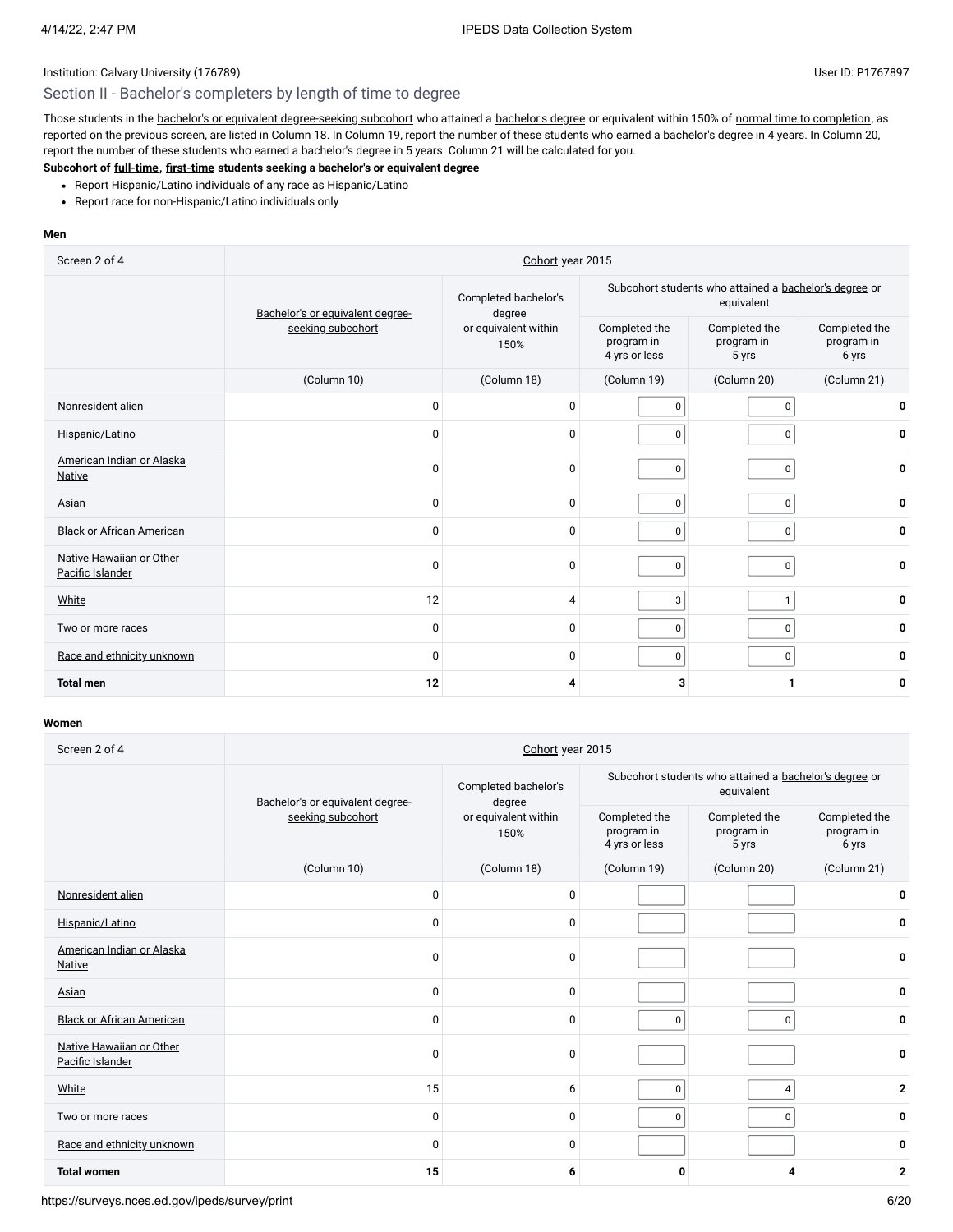Institution: Calvary University (176789)

User ID: P1767897

## Section II - Bachelor's completers by length of time to degree

Those students in the bachelor's or equivalent degree-seeking subcohort who attained a bachelor's degree or equivalent within 150% of normal time to completion, as reported on the previous screen, are listed in Column 18. In Column 19, report the number of these students who earned a bachelor's degree in 4 years. In Column 20, report the number of these students who earned a bachelor's degree in 5 years. Column 21 will be calculated for you.

**Subcohort of full-time, first-time students seeking a bachelor's or equivalent degree**

- Report Hispanic/Latino individuals of any race as Hispanic/Latino
- Report race for non-Hispanic/Latino individuals only

**Men**

| Screen 2 of 4 | Cohort year 2015 | | | | |
|---|---|---|---|---|---|
| | Bachelor's or equivalent degree-seeking subcohort | Completed bachelor's degree or equivalent within 150% | Subcohort students who attained a bachelor's degree or equivalent | | |
| | | | Completed the program in 4 yrs or less | Completed the program in 5 yrs | Completed the program in 6 yrs |
| | (Column 10) | (Column 18) | (Column 19) | (Column 20) | (Column 21) |
| Nonresident alien | 0 | 0 | 0 | 0 | **0** |
| Hispanic/Latino | 0 | 0 | 0 | 0 | **0** |
| American Indian or Alaska Native | 0 | 0 | 0 | 0 | **0** |
| Asian | 0 | 0 | 0 | 0 | **0** |
| Black or African American | 0 | 0 | 0 | 0 | **0** |
| Native Hawaiian or Other Pacific Islander | 0 | 0 | 0 | 0 | **0** |
| White | 12 | 4 | 3 | 1 | **0** |
| Two or more races | 0 | 0 | 0 | 0 | **0** |
| Race and ethnicity unknown | 0 | 0 | 0 | 0 | **0** |
| **Total men** | **12** | **4** | **3** | **1** | **0** |

**Women**

| Screen 2 of 4 | Cohort year 2015 | | | | |
|---|---|---|---|---|---|
| | Bachelor's or equivalent degree-seeking subcohort | Completed bachelor's degree or equivalent within 150% | Subcohort students who attained a bachelor's degree or equivalent | | |
| | | | Completed the program in 4 yrs or less | Completed the program in 5 yrs | Completed the program in 6 yrs |
| | (Column 10) | (Column 18) | (Column 19) | (Column 20) | (Column 21) |
| Nonresident alien | 0 | 0 | | | **0** |
| Hispanic/Latino | 0 | 0 | | | **0** |
| American Indian or Alaska Native | 0 | 0 | | | **0** |
| Asian | 0 | 0 | | | **0** |
| Black or African American | 0 | 0 | 0 | 0 | **0** |
| Native Hawaiian or Other Pacific Islander | 0 | 0 | | | **0** |
| White | 15 | 6 | 0 | 4 | **2** |
| Two or more races | 0 | 0 | 0 | 0 | **0** |
| Race and ethnicity unknown | 0 | 0 | | | **0** |
| **Total women** | **15** | **6** | **0** | **4** | **2** |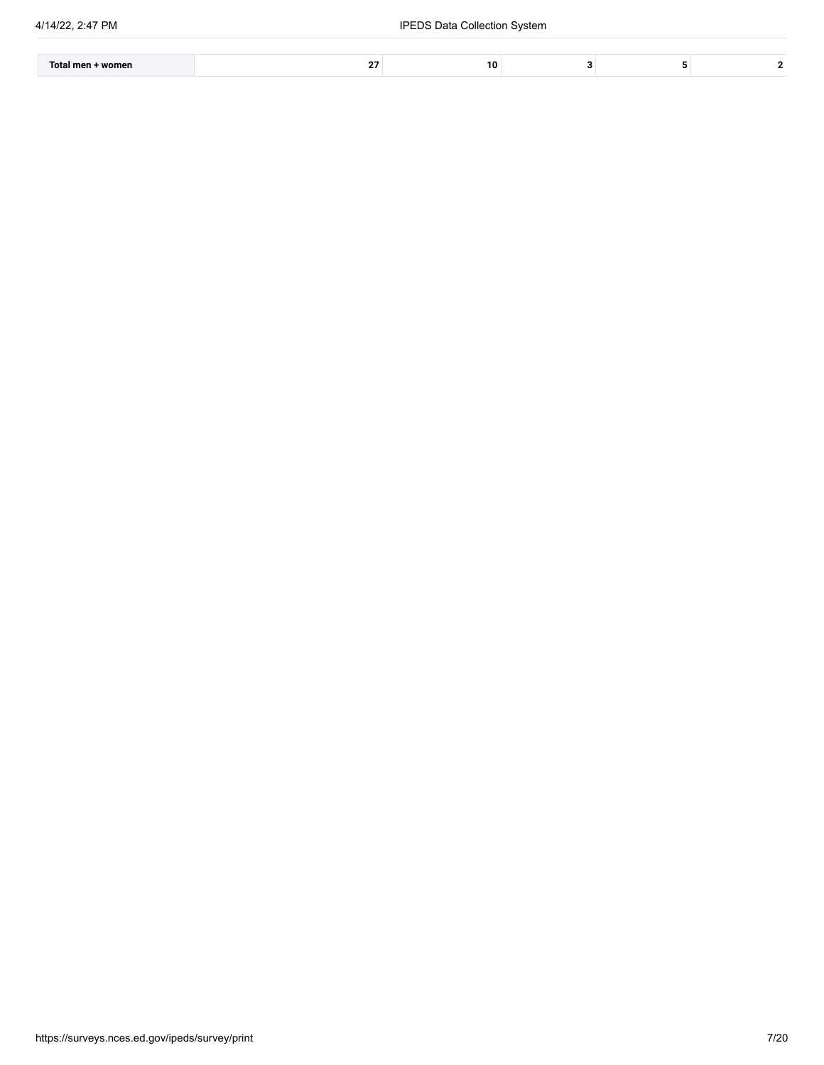| | | | | | |
|---|---|---|---|---|---|
| **Total men + women** | **27** | **10** | **3** | **5** | **2** |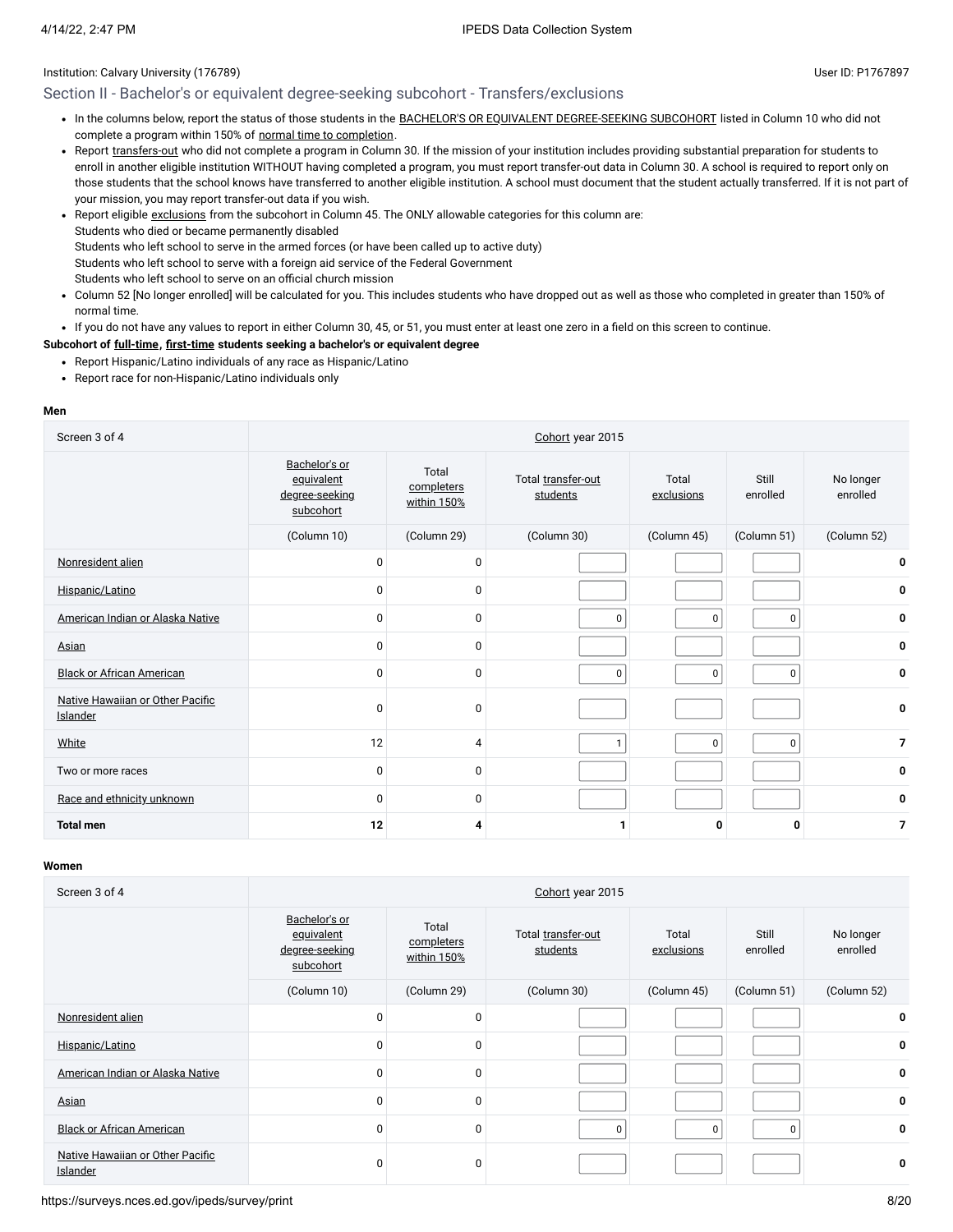Institution: Calvary University (176789)

User ID: P1767897

## Section II - Bachelor's or equivalent degree-seeking subcohort - Transfers/exclusions

- In the columns below, report the status of those students in the BACHELOR'S OR EQUIVALENT DEGREE-SEEKING SUBCOHORT listed in Column 10 who did not complete a program within 150% of normal time to completion.
- Report transfers-out who did not complete a program in Column 30. If the mission of your institution includes providing substantial preparation for students to enroll in another eligible institution WITHOUT having completed a program, you must report transfer-out data in Column 30. A school is required to report only on those students that the school knows have transferred to another eligible institution. A school must document that the student actually transferred. If it is not part of your mission, you may report transfer-out data if you wish.
- Report eligible exclusions from the subcohort in Column 45. The ONLY allowable categories for this column are:
  Students who died or became permanently disabled
  Students who left school to serve in the armed forces (or have been called up to active duty)
  Students who left school to serve with a foreign aid service of the Federal Government
  Students who left school to serve on an official church mission
- Column 52 [No longer enrolled] will be calculated for you. This includes students who have dropped out as well as those who completed in greater than 150% of normal time.
- If you do not have any values to report in either Column 30, 45, or 51, you must enter at least one zero in a field on this screen to continue.

**Subcohort of full-time, first-time students seeking a bachelor's or equivalent degree**

- Report Hispanic/Latino individuals of any race as Hispanic/Latino
- Report race for non-Hispanic/Latino individuals only

**Men**

| Screen 3 of 4 | Cohort year 2015 | | | | | |
|---|---|---|---|---|---|---|
| | Bachelor's or equivalent degree-seeking subcohort | Total completers within 150% | Total transfer-out students | Total exclusions | Still enrolled | No longer enrolled |
| | (Column 10) | (Column 29) | (Column 30) | (Column 45) | (Column 51) | (Column 52) |
| Nonresident alien | 0 | 0 | | | | **0** |
| Hispanic/Latino | 0 | 0 | | | | **0** |
| American Indian or Alaska Native | 0 | 0 | 0 | 0 | 0 | **0** |
| Asian | 0 | 0 | | | | **0** |
| Black or African American | 0 | 0 | 0 | 0 | 0 | **0** |
| Native Hawaiian or Other Pacific Islander | 0 | 0 | | | | **0** |
| White | 12 | 4 | 1 | 0 | 0 | **7** |
| Two or more races | 0 | 0 | | | | **0** |
| Race and ethnicity unknown | 0 | 0 | | | | **0** |
| **Total men** | **12** | **4** | **1** | **0** | **0** | **7** |

**Women**

| Screen 3 of 4 | Cohort year 2015 | | | | | |
|---|---|---|---|---|---|---|
| | Bachelor's or equivalent degree-seeking subcohort | Total completers within 150% | Total transfer-out students | Total exclusions | Still enrolled | No longer enrolled |
| | (Column 10) | (Column 29) | (Column 30) | (Column 45) | (Column 51) | (Column 52) |
| Nonresident alien | 0 | 0 | | | | **0** |
| Hispanic/Latino | 0 | 0 | | | | **0** |
| American Indian or Alaska Native | 0 | 0 | | | | **0** |
| Asian | 0 | 0 | | | | **0** |
| Black or African American | 0 | 0 | 0 | 0 | 0 | **0** |
| Native Hawaiian or Other Pacific Islander | 0 | 0 | | | | **0** |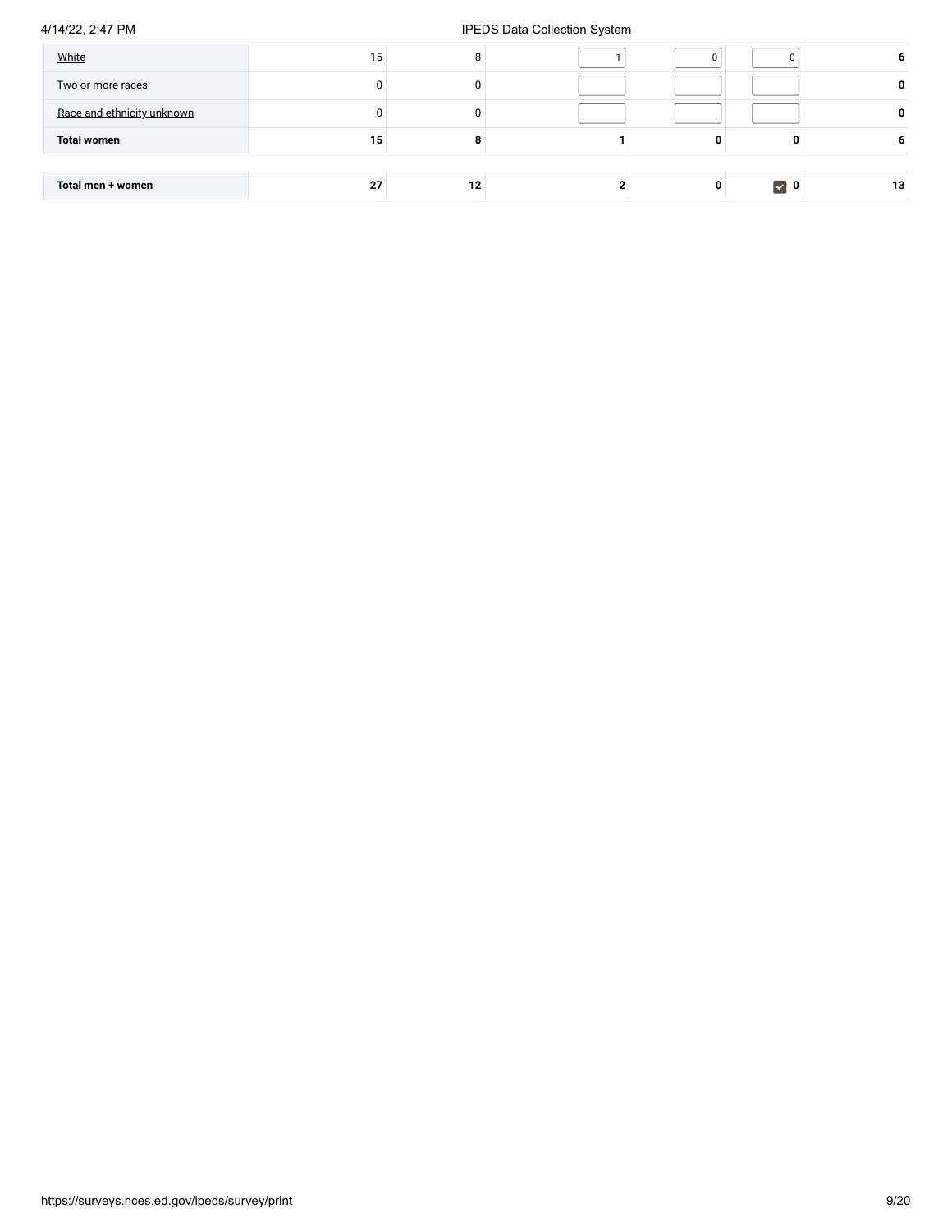| | | | | | | |
|---|---|---|---|---|---|---|
| White | 15 | 8 | 1 | 0 | 0 | 6 |
| Two or more races | 0 | 0 | | | | 0 |
| Race and ethnicity unknown | 0 | 0 | | | | 0 |
| **Total women** | **15** | **8** | **1** | **0** | **0** | **6** |
| **Total men + women** | **27** | **12** | **2** | **0** | **0** | **13** |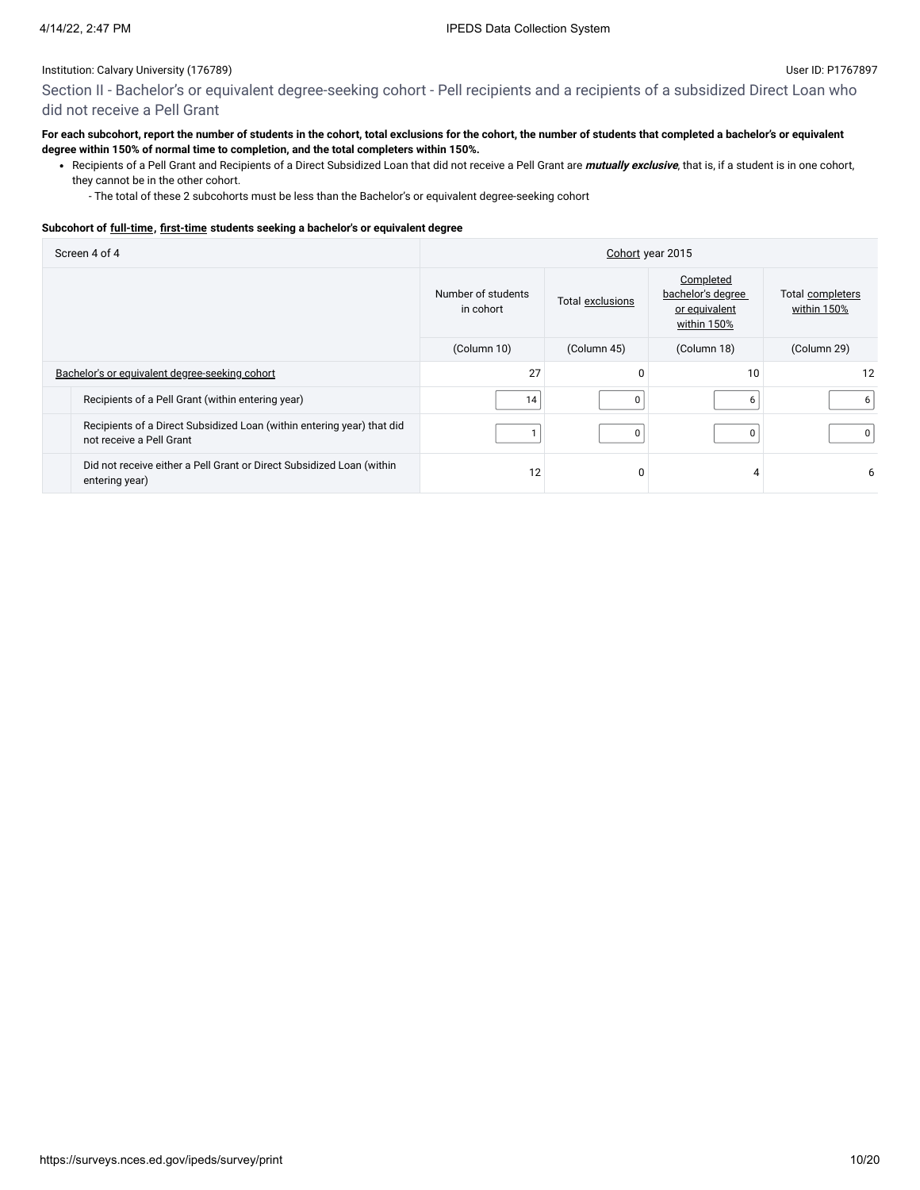Institution: Calvary University (176789)

User ID: P1767897

## Section II - Bachelor's or equivalent degree-seeking cohort - Pell recipients and a recipients of a subsidized Direct Loan who did not receive a Pell Grant

**For each subcohort, report the number of students in the cohort, total exclusions for the cohort, the number of students that completed a bachelor's or equivalent degree within 150% of normal time to completion, and the total completers within 150%.**

- Recipients of a Pell Grant and Recipients of a Direct Subsidized Loan that did not receive a Pell Grant are ***mutually exclusive***, that is, if a student is in one cohort, they cannot be in the other cohort.
  - The total of these 2 subcohorts must be less than the Bachelor's or equivalent degree-seeking cohort

**Subcohort of full-time, first-time students seeking a bachelor's or equivalent degree**

| Screen 4 of 4 | Cohort year 2015 | | | |
|---|---|---|---|---|
| | Number of students in cohort | Total exclusions | Completed bachelor's degree or equivalent within 150% | Total completers within 150% |
| | (Column 10) | (Column 45) | (Column 18) | (Column 29) |
| Bachelor's or equivalent degree-seeking cohort | 27 | 0 | 10 | 12 |
| Recipients of a Pell Grant (within entering year) | 14 | 0 | 6 | 6 |
| Recipients of a Direct Subsidized Loan (within entering year) that did not receive a Pell Grant | 1 | 0 | 0 | 0 |
| Did not receive either a Pell Grant or Direct Subsidized Loan (within entering year) | 12 | 0 | 4 | 6 |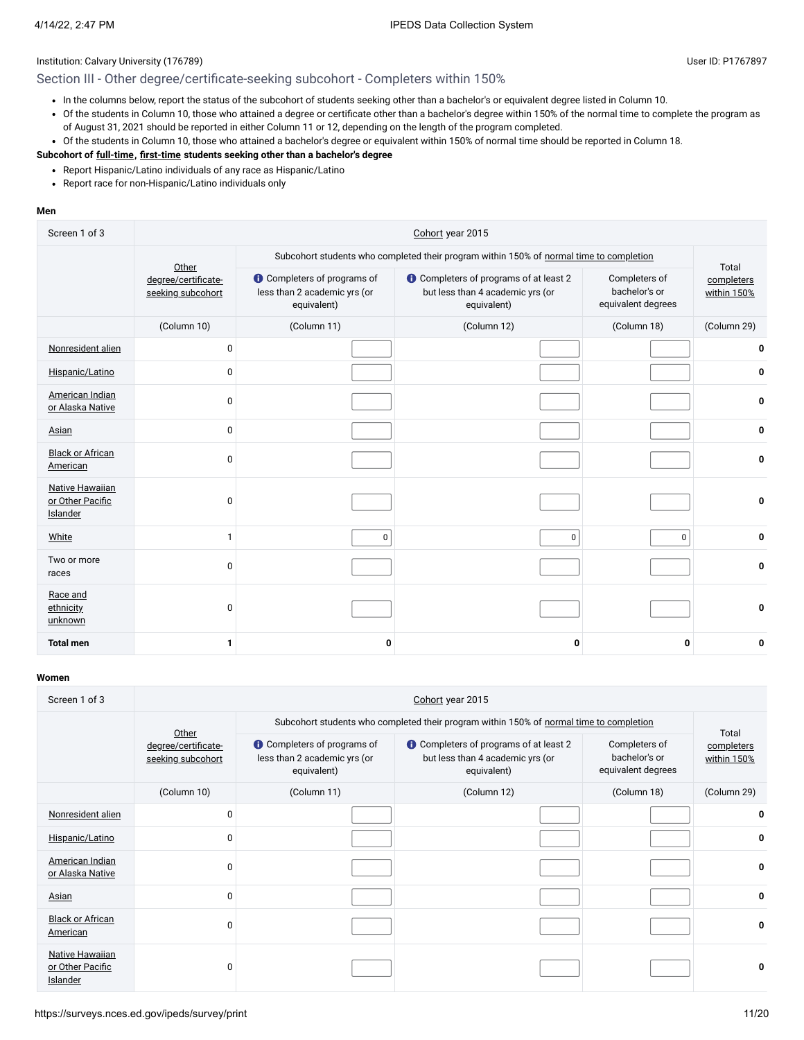Institution: Calvary University (176789)

User ID: P1767897

## Section III - Other degree/certificate-seeking subcohort - Completers within 150%

- In the columns below, report the status of the subcohort of students seeking other than a bachelor's or equivalent degree listed in Column 10.
- Of the students in Column 10, those who attained a degree or certificate other than a bachelor's degree within 150% of the normal time to complete the program as of August 31, 2021 should be reported in either Column 11 or 12, depending on the length of the program completed.
- Of the students in Column 10, those who attained a bachelor's degree or equivalent within 150% of normal time should be reported in Column 18.

**Subcohort of full-time, first-time students seeking other than a bachelor's degree**

- Report Hispanic/Latino individuals of any race as Hispanic/Latino
- Report race for non-Hispanic/Latino individuals only

**Men**

| Screen 1 of 3 | Cohort year 2015 | | | | |
|---|---|---|---|---|---|
| | Other degree/certificate-seeking subcohort | Subcohort students who completed their program within 150% of normal time to completion | | | Total completers within 150% |
| | | Completers of programs of less than 2 academic yrs (or equivalent) | Completers of programs of at least 2 but less than 4 academic yrs (or equivalent) | Completers of bachelor's or equivalent degrees | |
| | (Column 10) | (Column 11) | (Column 12) | (Column 18) | (Column 29) |
| Nonresident alien | 0 | | | | 0 |
| Hispanic/Latino | 0 | | | | 0 |
| American Indian or Alaska Native | 0 | | | | 0 |
| Asian | 0 | | | | 0 |
| Black or African American | 0 | | | | 0 |
| Native Hawaiian or Other Pacific Islander | 0 | | | | 0 |
| White | 1 | 0 | 0 | 0 | 0 |
| Two or more races | 0 | | | | 0 |
| Race and ethnicity unknown | 0 | | | | 0 |
| **Total men** | **1** | **0** | **0** | **0** | **0** |

**Women**

| Screen 1 of 3 | Cohort year 2015 | | | | |
|---|---|---|---|---|---|
| | Other degree/certificate-seeking subcohort | Subcohort students who completed their program within 150% of normal time to completion | | | Total completers within 150% |
| | | Completers of programs of less than 2 academic yrs (or equivalent) | Completers of programs of at least 2 but less than 4 academic yrs (or equivalent) | Completers of bachelor's or equivalent degrees | |
| | (Column 10) | (Column 11) | (Column 12) | (Column 18) | (Column 29) |
| Nonresident alien | 0 | | | | 0 |
| Hispanic/Latino | 0 | | | | 0 |
| American Indian or Alaska Native | 0 | | | | 0 |
| Asian | 0 | | | | 0 |
| Black or African American | 0 | | | | 0 |
| Native Hawaiian or Other Pacific Islander | 0 | | | | 0 |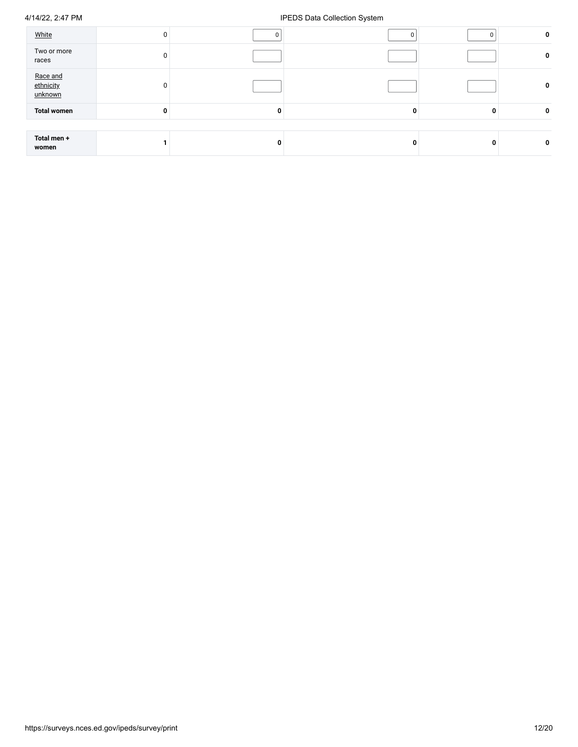| | | | | | |
|---|---|---|---|---|---|
| White | 0 | 0 | 0 | 0 | **0** |
| Two or more races | 0 | | | | **0** |
| Race and ethnicity unknown | 0 | | | | **0** |
| **Total women** | **0** | **0** | **0** | **0** | **0** |
| **Total men + women** | **1** | **0** | **0** | **0** | **0** |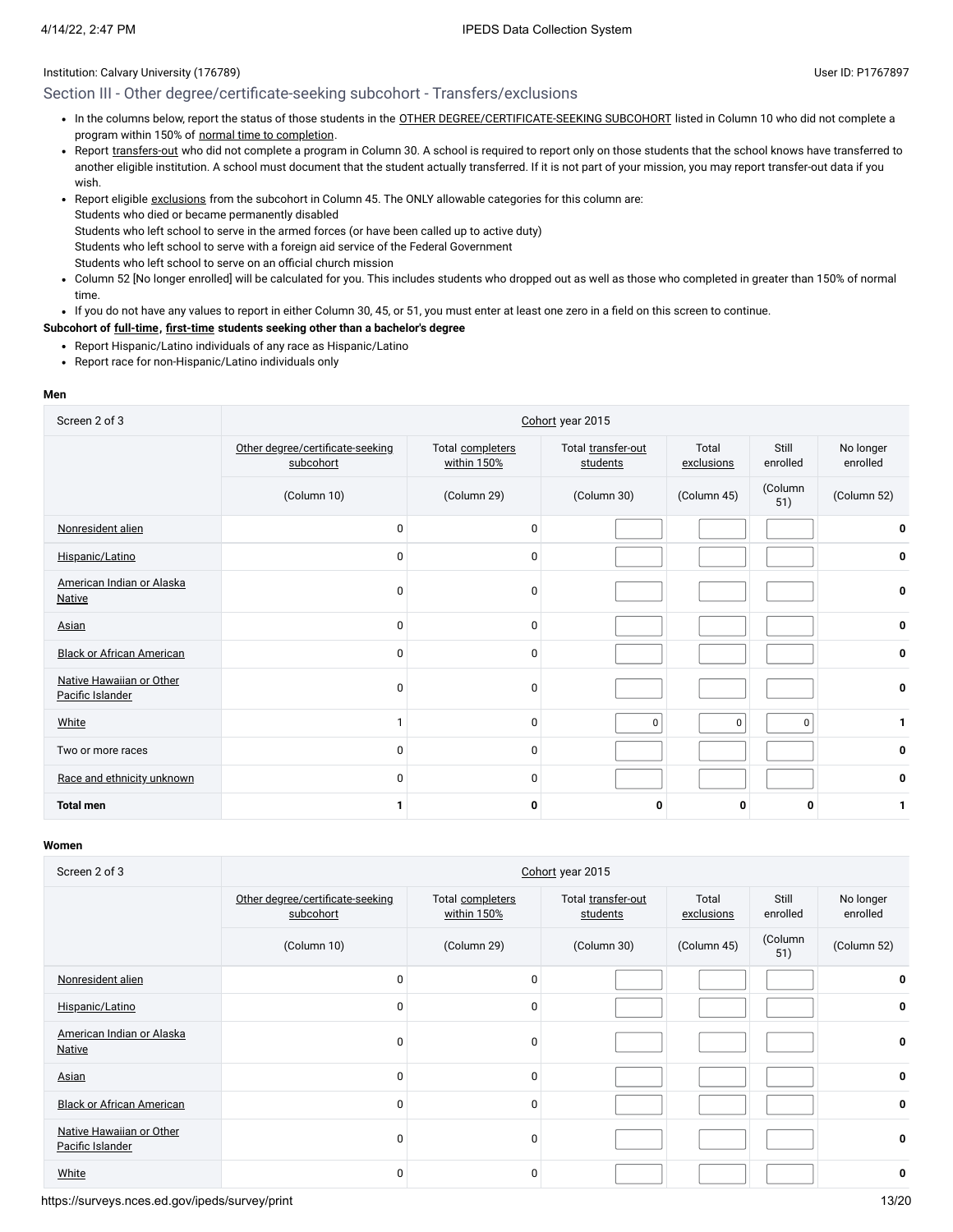Institution: Calvary University (176789)

User ID: P1767897

## Section III - Other degree/certificate-seeking subcohort - Transfers/exclusions

- In the columns below, report the status of those students in the OTHER DEGREE/CERTIFICATE-SEEKING SUBCOHORT listed in Column 10 who did not complete a program within 150% of normal time to completion.
- Report transfers-out who did not complete a program in Column 30. A school is required to report only on those students that the school knows have transferred to another eligible institution. A school must document that the student actually transferred. If it is not part of your mission, you may report transfer-out data if you wish.
- Report eligible exclusions from the subcohort in Column 45. The ONLY allowable categories for this column are:
  Students who died or became permanently disabled
  Students who left school to serve in the armed forces (or have been called up to active duty)
  Students who left school to serve with a foreign aid service of the Federal Government
  Students who left school to serve on an official church mission
- Column 52 [No longer enrolled] will be calculated for you. This includes students who dropped out as well as those who completed in greater than 150% of normal time.
- If you do not have any values to report in either Column 30, 45, or 51, you must enter at least one zero in a field on this screen to continue.

**Subcohort of full-time, first-time students seeking other than a bachelor's degree**

- Report Hispanic/Latino individuals of any race as Hispanic/Latino
- Report race for non-Hispanic/Latino individuals only

**Men**

| Screen 2 of 3 | Cohort year 2015 | | | | | |
|---|---|---|---|---|---|---|
| | Other degree/certificate-seeking subcohort | Total completers within 150% | Total transfer-out students | Total exclusions | Still enrolled | No longer enrolled |
| | (Column 10) | (Column 29) | (Column 30) | (Column 45) | (Column 51) | (Column 52) |
| Nonresident alien | 0 | 0 | | | | **0** |
| Hispanic/Latino | 0 | 0 | | | | **0** |
| American Indian or Alaska Native | 0 | 0 | | | | **0** |
| Asian | 0 | 0 | | | | **0** |
| Black or African American | 0 | 0 | | | | **0** |
| Native Hawaiian or Other Pacific Islander | 0 | 0 | | | | **0** |
| White | 1 | 0 | 0 | 0 | 0 | **1** |
| Two or more races | 0 | 0 | | | | **0** |
| Race and ethnicity unknown | 0 | 0 | | | | **0** |
| **Total men** | **1** | **0** | **0** | **0** | **0** | **1** |

**Women**

| Screen 2 of 3 | Cohort year 2015 | | | | | |
|---|---|---|---|---|---|---|
| | Other degree/certificate-seeking subcohort | Total completers within 150% | Total transfer-out students | Total exclusions | Still enrolled | No longer enrolled |
| | (Column 10) | (Column 29) | (Column 30) | (Column 45) | (Column 51) | (Column 52) |
| Nonresident alien | 0 | 0 | | | | **0** |
| Hispanic/Latino | 0 | 0 | | | | **0** |
| American Indian or Alaska Native | 0 | 0 | | | | **0** |
| Asian | 0 | 0 | | | | **0** |
| Black or African American | 0 | 0 | | | | **0** |
| Native Hawaiian or Other Pacific Islander | 0 | 0 | | | | **0** |
| White | 0 | 0 | | | | **0** |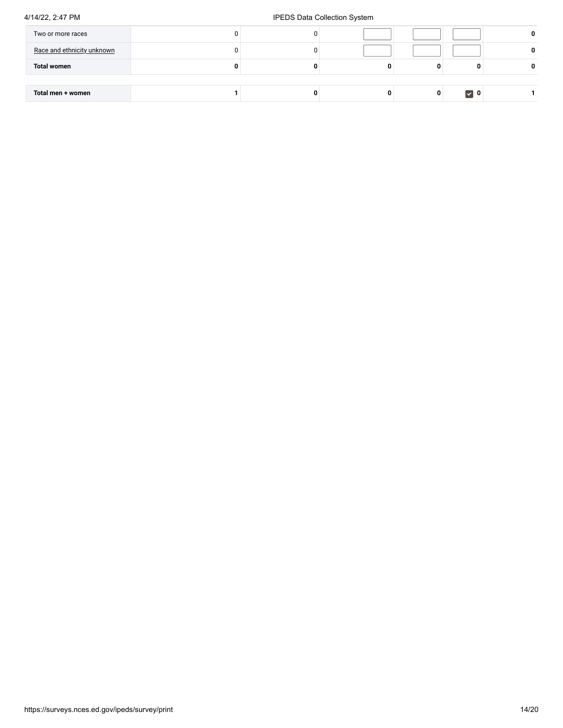| | | | | | | |
|---|---|---|---|---|---|---|
| Two or more races | 0 | 0 | | | | **0** |
| Race and ethnicity unknown | 0 | 0 | | | | **0** |
| **Total women** | **0** | **0** | **0** | **0** | **0** | **0** |
| | | | | | | |
| **Total men + women** | **1** | **0** | **0** | **0** | ☑ **0** | **1** |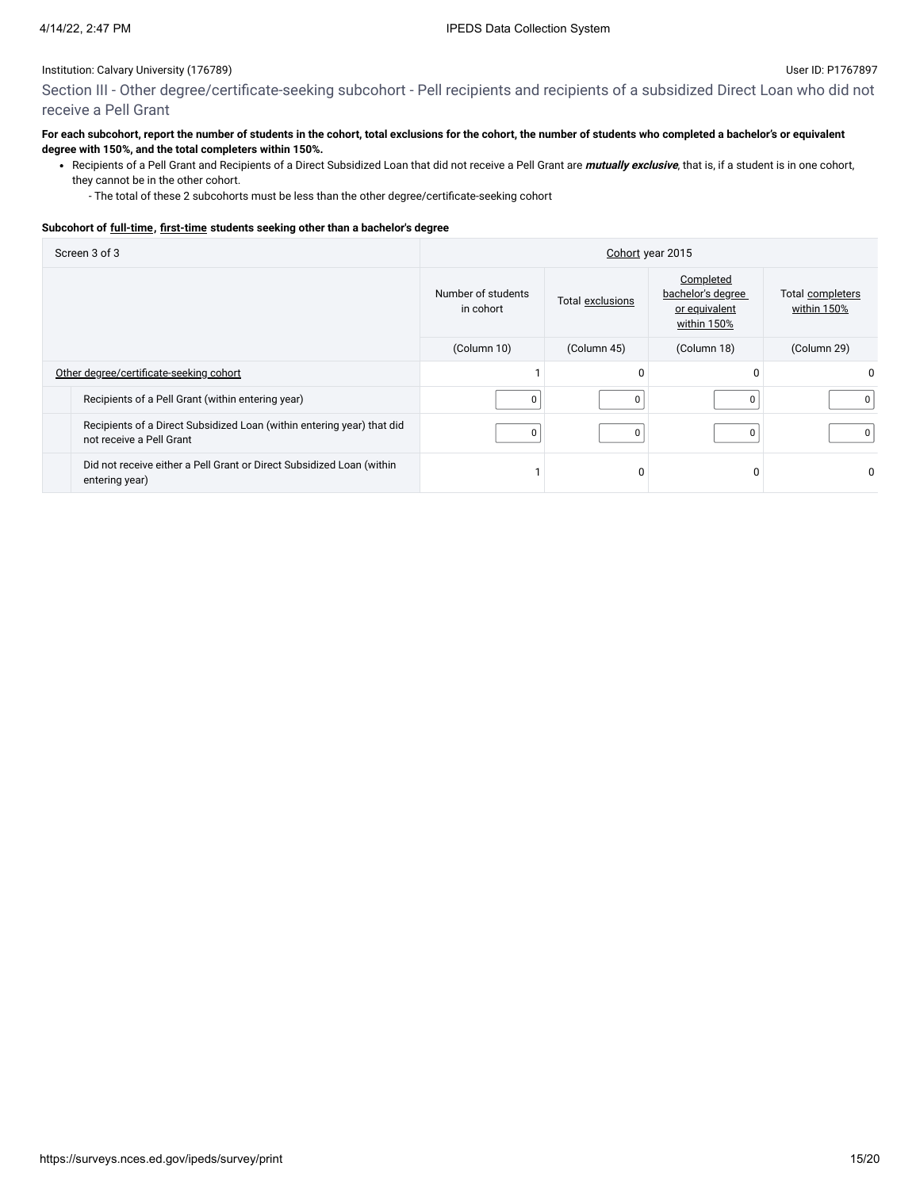Institution: Calvary University (176789)

User ID: P1767897

## Section III - Other degree/certificate-seeking subcohort - Pell recipients and recipients of a subsidized Direct Loan who did not receive a Pell Grant

**For each subcohort, report the number of students in the cohort, total exclusions for the cohort, the number of students who completed a bachelor's or equivalent degree with 150%, and the total completers within 150%.**

- Recipients of a Pell Grant and Recipients of a Direct Subsidized Loan that did not receive a Pell Grant are ***mutually exclusive***, that is, if a student is in one cohort, they cannot be in the other cohort.
    - The total of these 2 subcohorts must be less than the other degree/certificate-seeking cohort

**Subcohort of full-time, first-time students seeking other than a bachelor's degree**

| Screen 3 of 3 | Cohort year 2015 | | | |
|---|---|---|---|---|
| | Number of students in cohort | Total exclusions | Completed bachelor's degree or equivalent within 150% | Total completers within 150% |
| | (Column 10) | (Column 45) | (Column 18) | (Column 29) |
| Other degree/certificate-seeking cohort | 1 | 0 | 0 | 0 |
| Recipients of a Pell Grant (within entering year) | 0 | 0 | 0 | 0 |
| Recipients of a Direct Subsidized Loan (within entering year) that did not receive a Pell Grant | 0 | 0 | 0 | 0 |
| Did not receive either a Pell Grant or Direct Subsidized Loan (within entering year) | 1 | 0 | 0 | 0 |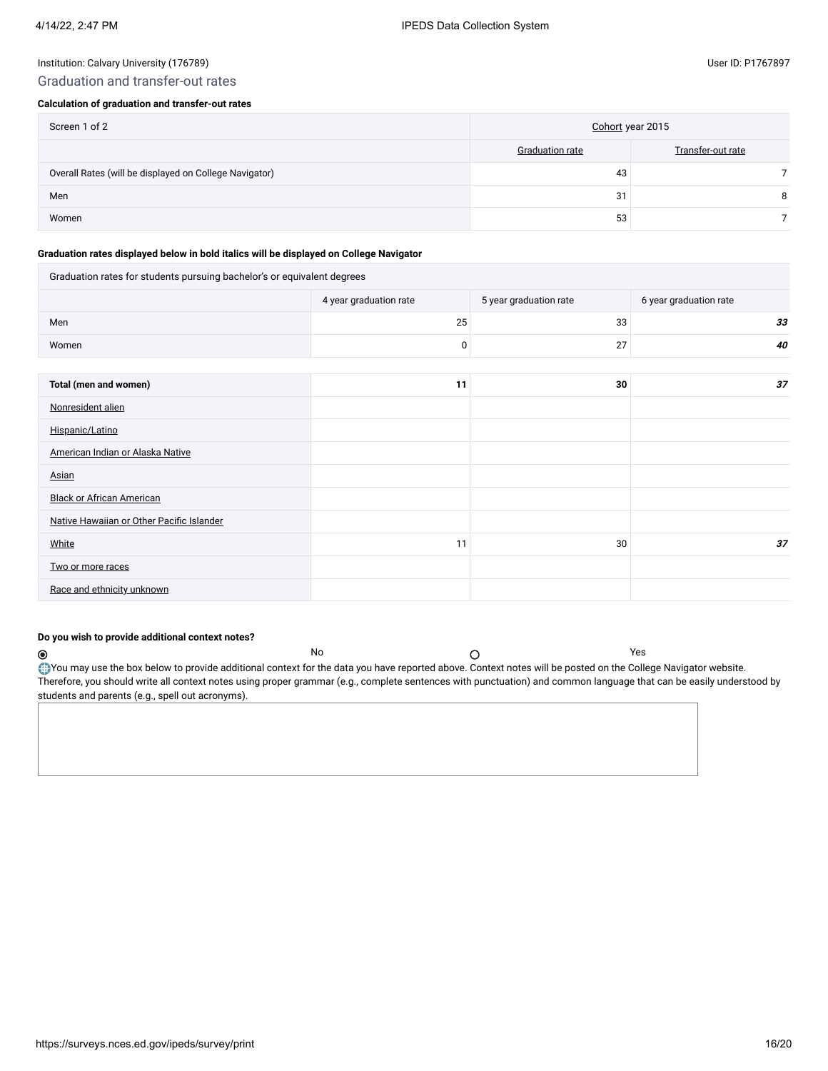Institution: Calvary University (176789)

User ID: P1767897

## Graduation and transfer-out rates

**Calculation of graduation and transfer-out rates**

| Screen 1 of 2 | Cohort year 2015 | |
|---|---|---|
| | Graduation rate | Transfer-out rate |
| Overall Rates (will be displayed on College Navigator) | 43 | 7 |
| Men | 31 | 8 |
| Women | 53 | 7 |

**Graduation rates displayed below in bold italics will be displayed on College Navigator**

| Graduation rates for students pursuing bachelor's or equivalent degrees | | | |
|---|---|---|---|
| | 4 year graduation rate | 5 year graduation rate | 6 year graduation rate |
| Men | 25 | 33 | ***33*** |
| Women | 0 | 27 | ***40*** |
| **Total (men and women)** | **11** | **30** | ***37*** |
| Nonresident alien | | | |
| Hispanic/Latino | | | |
| American Indian or Alaska Native | | | |
| Asian | | | |
| Black or African American | | | |
| Native Hawaiian or Other Pacific Islander | | | |
| White | 11 | 30 | ***37*** |
| Two or more races | | | |
| Race and ethnicity unknown | | | |

**Do you wish to provide additional context notes?**

◉ No ○ Yes

You may use the box below to provide additional context for the data you have reported above. Context notes will be posted on the College Navigator website. Therefore, you should write all context notes using proper grammar (e.g., complete sentences with punctuation) and common language that can be easily understood by students and parents (e.g., spell out acronyms).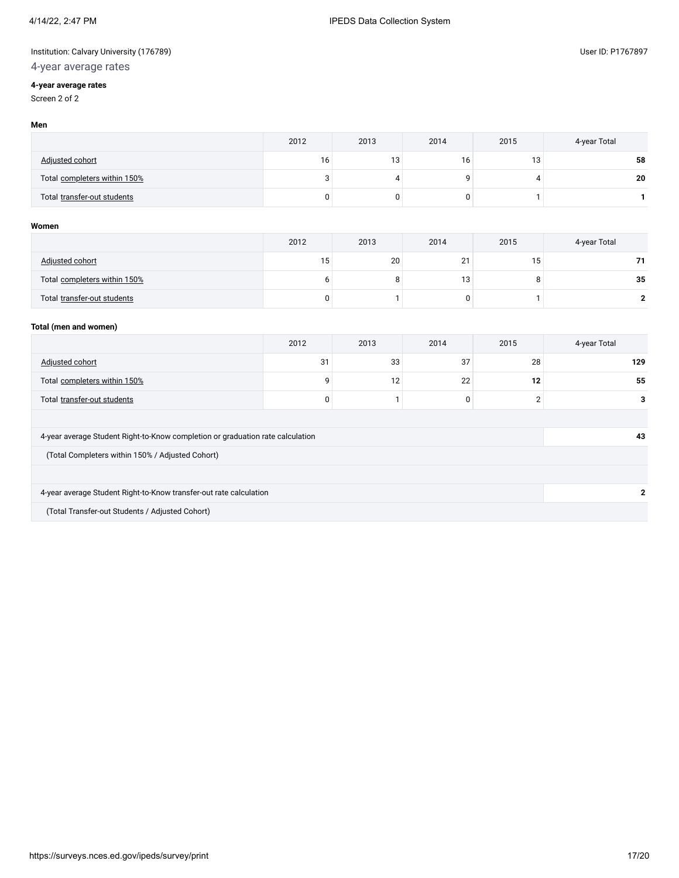Institution: Calvary University (176789)

User ID: P1767897

## 4-year average rates

**4-year average rates**

Screen 2 of 2

**Men**

| | 2012 | 2013 | 2014 | 2015 | 4-year Total |
|---|---|---|---|---|---|
| Adjusted cohort | 16 | 13 | 16 | 13 | **58** |
| Total completers within 150% | 3 | 4 | 9 | 4 | **20** |
| Total transfer-out students | 0 | 0 | 0 | 1 | **1** |

**Women**

| | 2012 | 2013 | 2014 | 2015 | 4-year Total |
|---|---|---|---|---|---|
| Adjusted cohort | 15 | 20 | 21 | 15 | **71** |
| Total completers within 150% | 6 | 8 | 13 | 8 | **35** |
| Total transfer-out students | 0 | 1 | 0 | 1 | **2** |

**Total (men and women)**

| | 2012 | 2013 | 2014 | 2015 | 4-year Total |
|---|---|---|---|---|---|
| Adjusted cohort | 31 | 33 | 37 | 28 | **129** |
| Total completers within 150% | 9 | 12 | 22 | **12** | **55** |
| Total transfer-out students | 0 | 1 | 0 | 2 | **3** |

| | |
|---|---|
| 4-year average Student Right-to-Know completion or graduation rate calculation | **43** |
| (Total Completers within 150% / Adjusted Cohort) | |
| 4-year average Student Right-to-Know transfer-out rate calculation | **2** |
| (Total Transfer-out Students / Adjusted Cohort) | |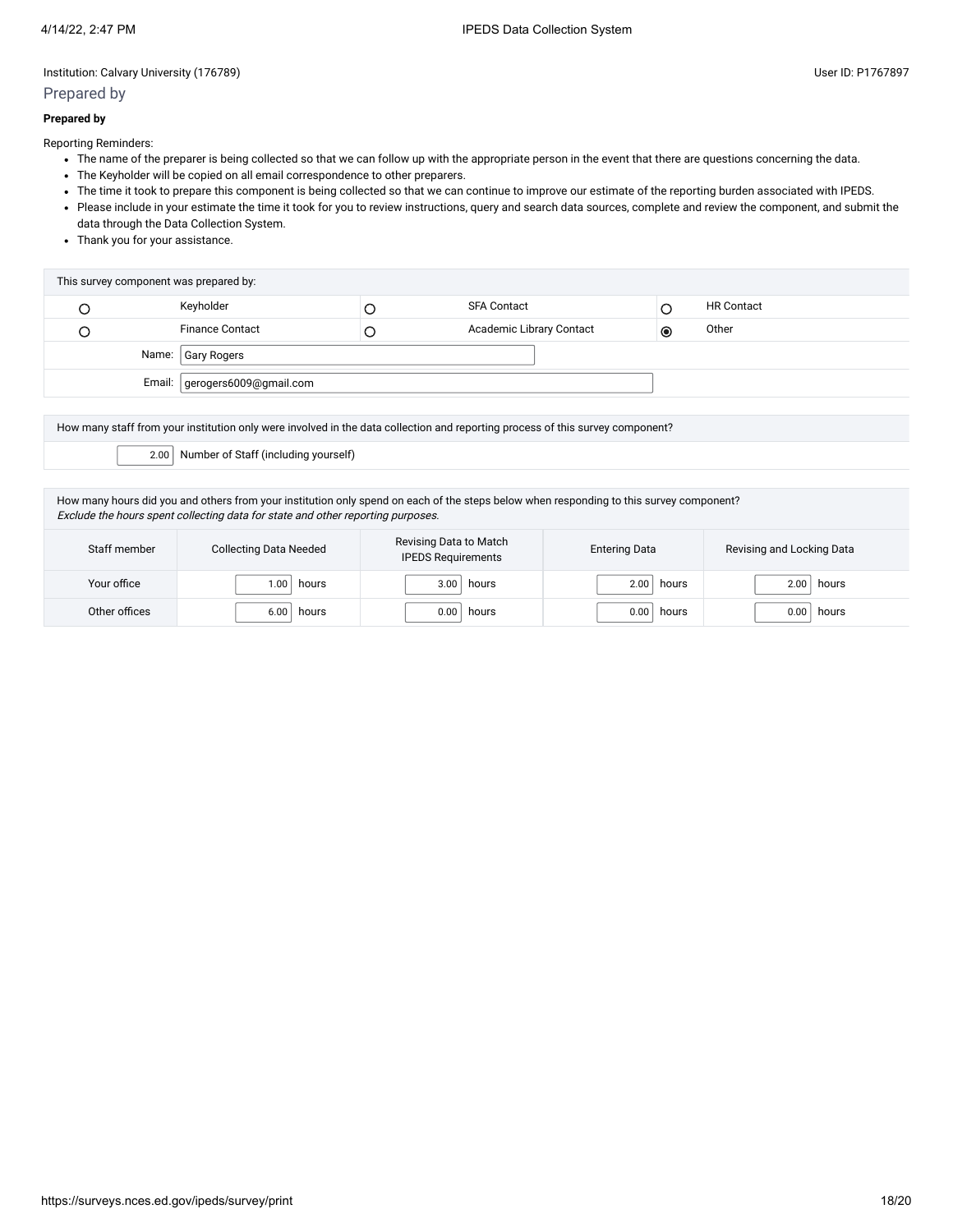Institution: Calvary University (176789)

User ID: P1767897

## Prepared by

**Prepared by**

Reporting Reminders:

- The name of the preparer is being collected so that we can follow up with the appropriate person in the event that there are questions concerning the data.
- The Keyholder will be copied on all email correspondence to other preparers.
- The time it took to prepare this component is being collected so that we can continue to improve our estimate of the reporting burden associated with IPEDS.
- Please include in your estimate the time it took for you to review instructions, query and search data sources, complete and review the component, and submit the data through the Data Collection System.
- Thank you for your assistance.

| This survey component was prepared by: | | | | | |
|---|---|---|---|---|---|
| ○ | Keyholder | ○ | SFA Contact | ○ | HR Contact |
| ○ | Finance Contact | ○ | Academic Library Contact | ◉ | Other |
| Name: | Gary Rogers | | | | |
| Email: | gerogers6009@gmail.com | | | | |

How many staff from your institution only were involved in the data collection and reporting process of this survey component?

2.00 Number of Staff (including yourself)

How many hours did you and others from your institution only spend on each of the steps below when responding to this survey component?
*Exclude the hours spent collecting data for state and other reporting purposes.*

| Staff member | Collecting Data Needed | Revising Data to Match IPEDS Requirements | Entering Data | Revising and Locking Data |
|---|---|---|---|---|
| Your office | 1.00 hours | 3.00 hours | 2.00 hours | 2.00 hours |
| Other offices | 6.00 hours | 0.00 hours | 0.00 hours | 0.00 hours |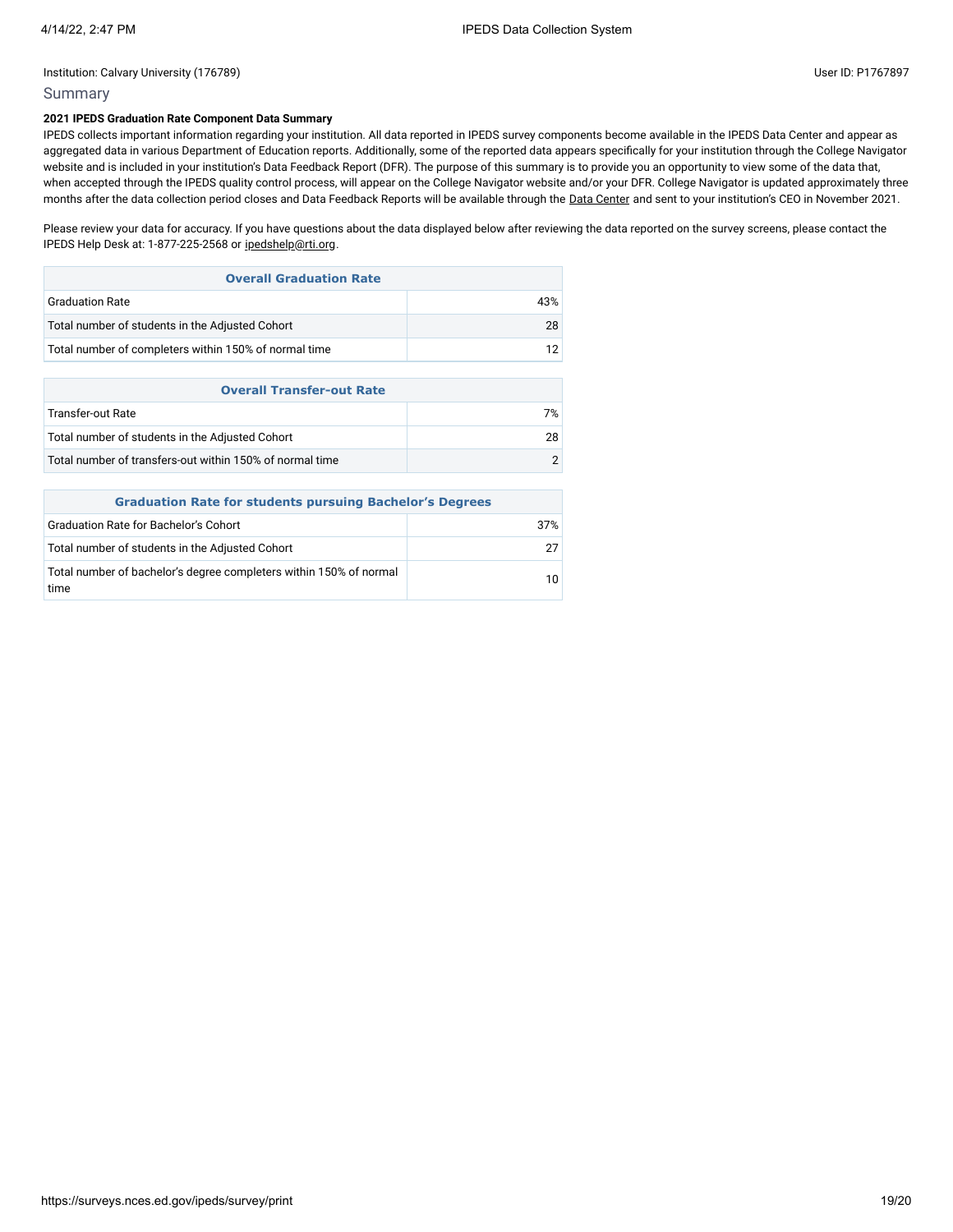Institution: Calvary University (176789)

User ID: P1767897

## Summary

**2021 IPEDS Graduation Rate Component Data Summary**

IPEDS collects important information regarding your institution. All data reported in IPEDS survey components become available in the IPEDS Data Center and appear as aggregated data in various Department of Education reports. Additionally, some of the reported data appears specifically for your institution through the College Navigator website and is included in your institution's Data Feedback Report (DFR). The purpose of this summary is to provide you an opportunity to view some of the data that, when accepted through the IPEDS quality control process, will appear on the College Navigator website and/or your DFR. College Navigator is updated approximately three months after the data collection period closes and Data Feedback Reports will be available through the Data Center and sent to your institution's CEO in November 2021.

Please review your data for accuracy. If you have questions about the data displayed below after reviewing the data reported on the survey screens, please contact the IPEDS Help Desk at: 1-877-225-2568 or ipedshelp@rti.org.

| Overall Graduation Rate | |
|---|---|
| Graduation Rate | 43% |
| Total number of students in the Adjusted Cohort | 28 |
| Total number of completers within 150% of normal time | 12 |

| Overall Transfer-out Rate | |
|---|---|
| Transfer-out Rate | 7% |
| Total number of students in the Adjusted Cohort | 28 |
| Total number of transfers-out within 150% of normal time | 2 |

| Graduation Rate for students pursuing Bachelor's Degrees | |
|---|---|
| Graduation Rate for Bachelor's Cohort | 37% |
| Total number of students in the Adjusted Cohort | 27 |
| Total number of bachelor's degree completers within 150% of normal time | 10 |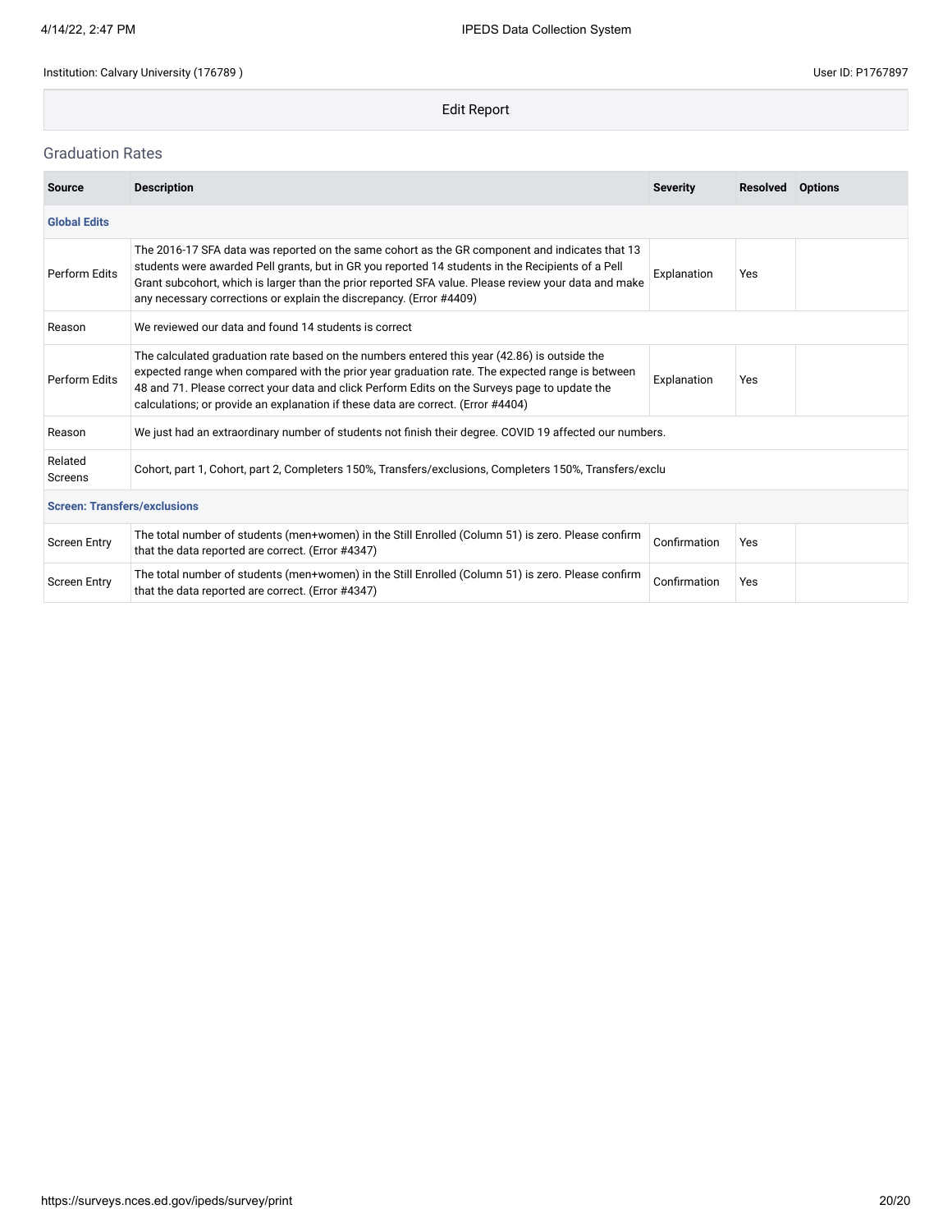Institution: Calvary University (176789 )

User ID: P1767897

Edit Report

## Graduation Rates

| Source | Description | Severity | Resolved | Options |
|---|---|---|---|---|
| **Global Edits** | | | | |
| Perform Edits | The 2016-17 SFA data was reported on the same cohort as the GR component and indicates that 13 students were awarded Pell grants, but in GR you reported 14 students in the Recipients of a Pell Grant subcohort, which is larger than the prior reported SFA value. Please review your data and make any necessary corrections or explain the discrepancy. (Error #4409) | Explanation | Yes | |
| Reason | We reviewed our data and found 14 students is correct | | | |
| Perform Edits | The calculated graduation rate based on the numbers entered this year (42.86) is outside the expected range when compared with the prior year graduation rate. The expected range is between 48 and 71. Please correct your data and click Perform Edits on the Surveys page to update the calculations; or provide an explanation if these data are correct. (Error #4404) | Explanation | Yes | |
| Reason | We just had an extraordinary number of students not finish their degree. COVID 19 affected our numbers. | | | |
| Related Screens | Cohort, part 1, Cohort, part 2, Completers 150%, Transfers/exclusions, Completers 150%, Transfers/exclu | | | |
| **Screen: Transfers/exclusions** | | | | |
| Screen Entry | The total number of students (men+women) in the Still Enrolled (Column 51) is zero. Please confirm that the data reported are correct. (Error #4347) | Confirmation | Yes | |
| Screen Entry | The total number of students (men+women) in the Still Enrolled (Column 51) is zero. Please confirm that the data reported are correct. (Error #4347) | Confirmation | Yes | |